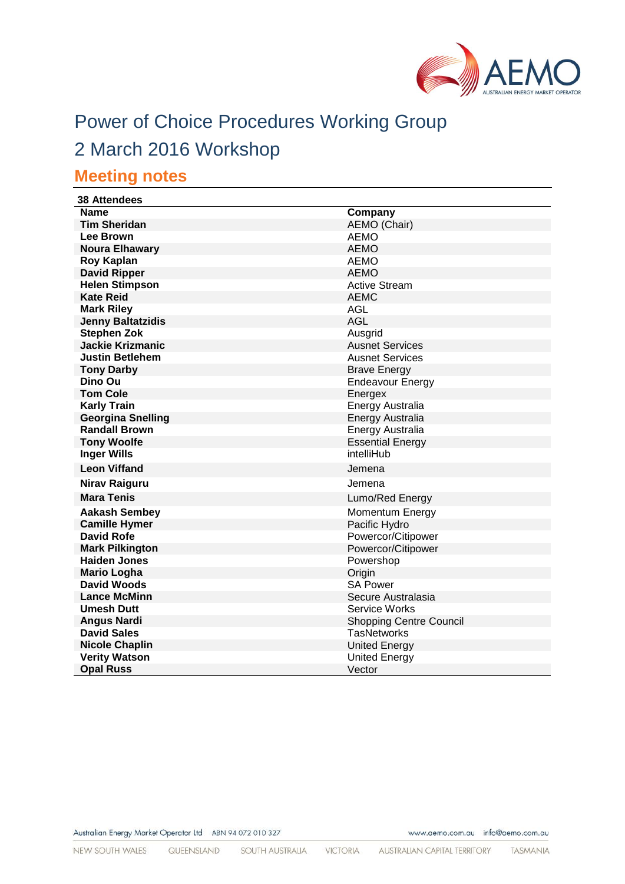# Power of Choice Procedures Working Group

# 2 March 2016 Workshop

## Meeting notes

**38 Attendees**

| Name | Company |
|---|---|
| **Tim Sheridan** | AEMO (Chair) |
| **Lee Brown** | AEMO |
| **Noura Elhawary** | AEMO |
| **Roy Kaplan** | AEMO |
| **David Ripper** | AEMO |
| **Helen Stimpson** | Active Stream |
| **Kate Reid** | AEMC |
| **Mark Riley** | AGL |
| **Jenny Baltatzidis** | AGL |
| **Stephen Zok** | Ausgrid |
| **Jackie Krizmanic** | Ausnet Services |
| **Justin Betlehem** | Ausnet Services |
| **Tony Darby** | Brave Energy |
| **Dino Ou** | Endeavour Energy |
| **Tom Cole** | Energex |
| **Karly Train** | Energy Australia |
| **Georgina Snelling** | Energy Australia |
| **Randall Brown** | Energy Australia |
| **Tony Woolfe** | Essential Energy |
| **Inger Wills** | intelliHub |
| **Leon Viffand** | Jemena |
| **Nirav Raiguru** | Jemena |
| **Mara Tenis** | Lumo/Red Energy |
| **Aakash Sembey** | Momentum Energy |
| **Camille Hymer** | Pacific Hydro |
| **David Rofe** | Powercor/Citipower |
| **Mark Pilkington** | Powercor/Citipower |
| **Haiden Jones** | Powershop |
| **Mario Logha** | Origin |
| **David Woods** | SA Power |
| **Lance McMinn** | Secure Australasia |
| **Umesh Dutt** | Service Works |
| **Angus Nardi** | Shopping Centre Council |
| **David Sales** | TasNetworks |
| **Nicole Chaplin** | United Energy |
| **Verity Watson** | United Energy |
| **Opal Russ** | Vector |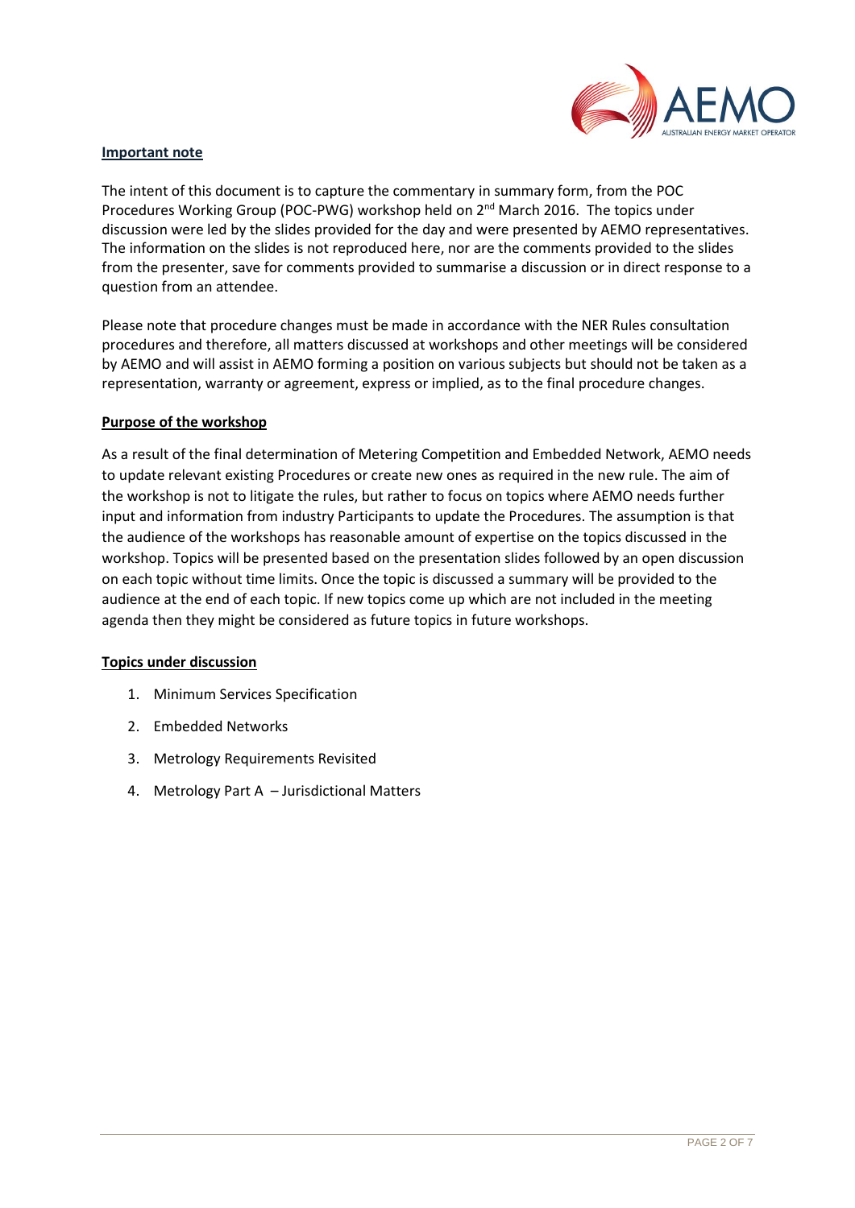**Important note**

The intent of this document is to capture the commentary in summary form, from the POC Procedures Working Group (POC-PWG) workshop held on 2nd March 2016. The topics under discussion were led by the slides provided for the day and were presented by AEMO representatives. The information on the slides is not reproduced here, nor are the comments provided to the slides from the presenter, save for comments provided to summarise a discussion or in direct response to a question from an attendee.

Please note that procedure changes must be made in accordance with the NER Rules consultation procedures and therefore, all matters discussed at workshops and other meetings will be considered by AEMO and will assist in AEMO forming a position on various subjects but should not be taken as a representation, warranty or agreement, express or implied, as to the final procedure changes.

**Purpose of the workshop**

As a result of the final determination of Metering Competition and Embedded Network, AEMO needs to update relevant existing Procedures or create new ones as required in the new rule. The aim of the workshop is not to litigate the rules, but rather to focus on topics where AEMO needs further input and information from industry Participants to update the Procedures. The assumption is that the audience of the workshops has reasonable amount of expertise on the topics discussed in the workshop. Topics will be presented based on the presentation slides followed by an open discussion on each topic without time limits. Once the topic is discussed a summary will be provided to the audience at the end of each topic. If new topics come up which are not included in the meeting agenda then they might be considered as future topics in future workshops.

**Topics under discussion**

1. Minimum Services Specification
2. Embedded Networks
3. Metrology Requirements Revisited
4. Metrology Part A – Jurisdictional Matters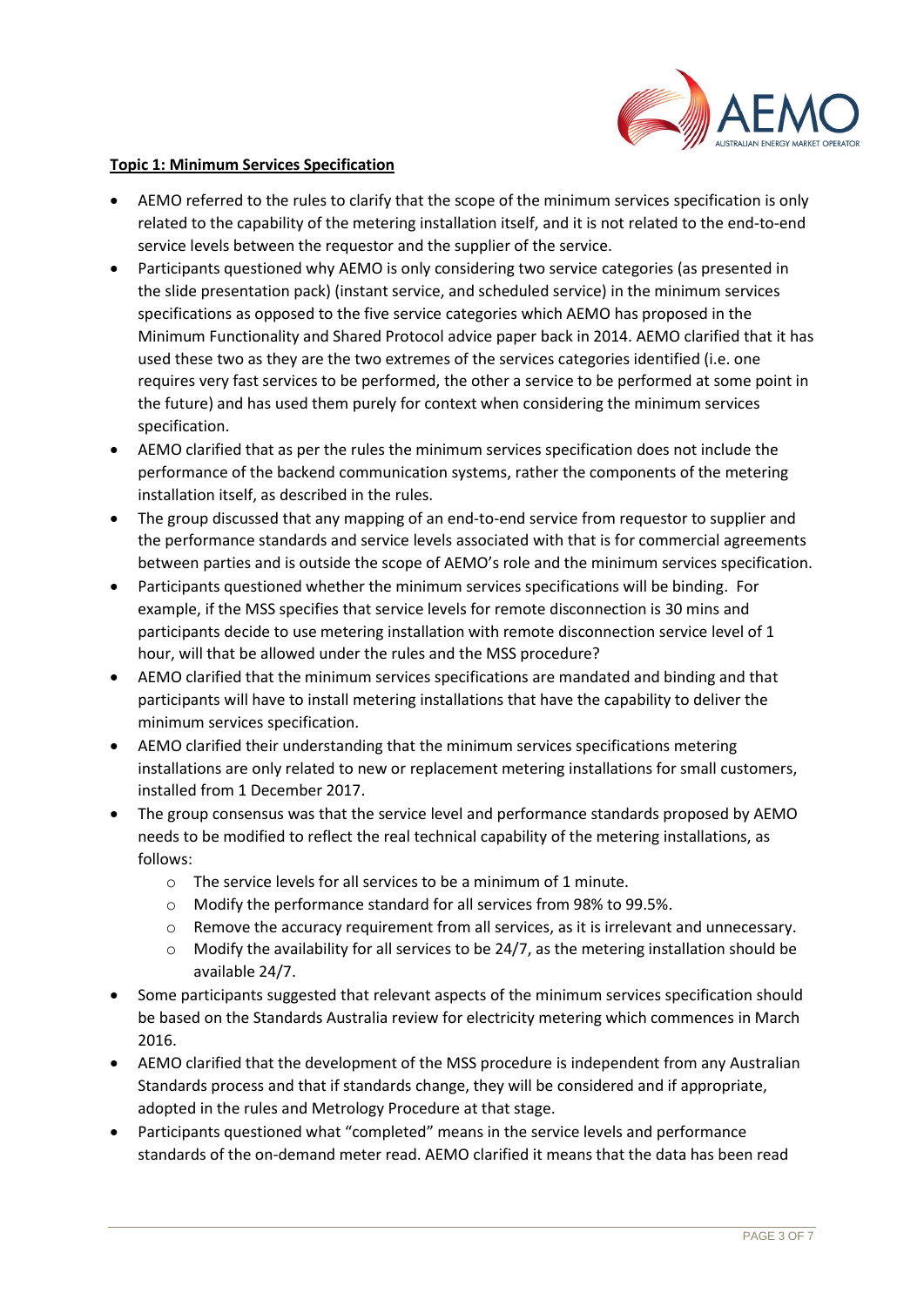**Topic 1: Minimum Services Specification**

- AEMO referred to the rules to clarify that the scope of the minimum services specification is only related to the capability of the metering installation itself, and it is not related to the end-to-end service levels between the requestor and the supplier of the service.
- Participants questioned why AEMO is only considering two service categories (as presented in the slide presentation pack) (instant service, and scheduled service) in the minimum services specifications as opposed to the five service categories which AEMO has proposed in the Minimum Functionality and Shared Protocol advice paper back in 2014. AEMO clarified that it has used these two as they are the two extremes of the services categories identified (i.e. one requires very fast services to be performed, the other a service to be performed at some point in the future) and has used them purely for context when considering the minimum services specification.
- AEMO clarified that as per the rules the minimum services specification does not include the performance of the backend communication systems, rather the components of the metering installation itself, as described in the rules.
- The group discussed that any mapping of an end-to-end service from requestor to supplier and the performance standards and service levels associated with that is for commercial agreements between parties and is outside the scope of AEMO's role and the minimum services specification.
- Participants questioned whether the minimum services specifications will be binding. For example, if the MSS specifies that service levels for remote disconnection is 30 mins and participants decide to use metering installation with remote disconnection service level of 1 hour, will that be allowed under the rules and the MSS procedure?
- AEMO clarified that the minimum services specifications are mandated and binding and that participants will have to install metering installations that have the capability to deliver the minimum services specification.
- AEMO clarified their understanding that the minimum services specifications metering installations are only related to new or replacement metering installations for small customers, installed from 1 December 2017.
- The group consensus was that the service level and performance standards proposed by AEMO needs to be modified to reflect the real technical capability of the metering installations, as follows:
  - The service levels for all services to be a minimum of 1 minute.
  - Modify the performance standard for all services from 98% to 99.5%.
  - Remove the accuracy requirement from all services, as it is irrelevant and unnecessary.
  - Modify the availability for all services to be 24/7, as the metering installation should be available 24/7.
- Some participants suggested that relevant aspects of the minimum services specification should be based on the Standards Australia review for electricity metering which commences in March 2016.
- AEMO clarified that the development of the MSS procedure is independent from any Australian Standards process and that if standards change, they will be considered and if appropriate, adopted in the rules and Metrology Procedure at that stage.
- Participants questioned what "completed" means in the service levels and performance standards of the on-demand meter read. AEMO clarified it means that the data has been read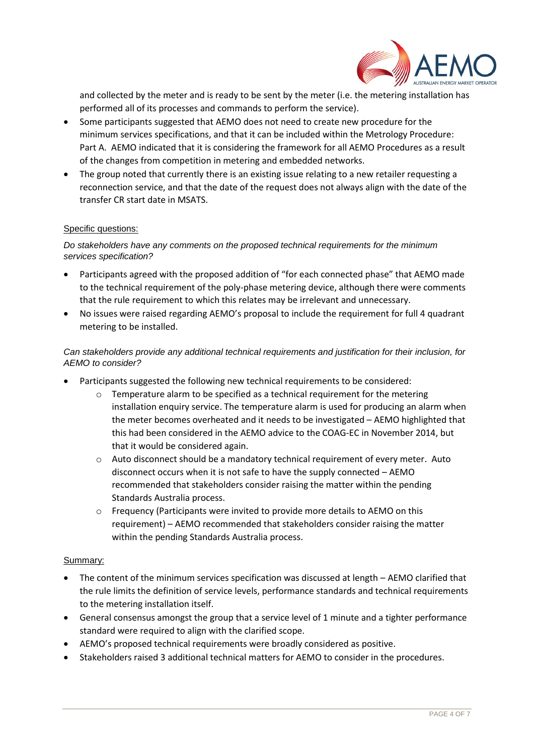and collected by the meter and is ready to be sent by the meter (i.e. the metering installation has performed all of its processes and commands to perform the service).

- Some participants suggested that AEMO does not need to create new procedure for the minimum services specifications, and that it can be included within the Metrology Procedure: Part A. AEMO indicated that it is considering the framework for all AEMO Procedures as a result of the changes from competition in metering and embedded networks.
- The group noted that currently there is an existing issue relating to a new retailer requesting a reconnection service, and that the date of the request does not always align with the date of the transfer CR start date in MSATS.

Specific questions:

*Do stakeholders have any comments on the proposed technical requirements for the minimum services specification?*

- Participants agreed with the proposed addition of "for each connected phase" that AEMO made to the technical requirement of the poly-phase metering device, although there were comments that the rule requirement to which this relates may be irrelevant and unnecessary.
- No issues were raised regarding AEMO's proposal to include the requirement for full 4 quadrant metering to be installed.

*Can stakeholders provide any additional technical requirements and justification for their inclusion, for AEMO to consider?*

- Participants suggested the following new technical requirements to be considered:
  - Temperature alarm to be specified as a technical requirement for the metering installation enquiry service. The temperature alarm is used for producing an alarm when the meter becomes overheated and it needs to be investigated – AEMO highlighted that this had been considered in the AEMO advice to the COAG-EC in November 2014, but that it would be considered again.
  - Auto disconnect should be a mandatory technical requirement of every meter. Auto disconnect occurs when it is not safe to have the supply connected – AEMO recommended that stakeholders consider raising the matter within the pending Standards Australia process.
  - Frequency (Participants were invited to provide more details to AEMO on this requirement) – AEMO recommended that stakeholders consider raising the matter within the pending Standards Australia process.

Summary:

- The content of the minimum services specification was discussed at length – AEMO clarified that the rule limits the definition of service levels, performance standards and technical requirements to the metering installation itself.
- General consensus amongst the group that a service level of 1 minute and a tighter performance standard were required to align with the clarified scope.
- AEMO's proposed technical requirements were broadly considered as positive.
- Stakeholders raised 3 additional technical matters for AEMO to consider in the procedures.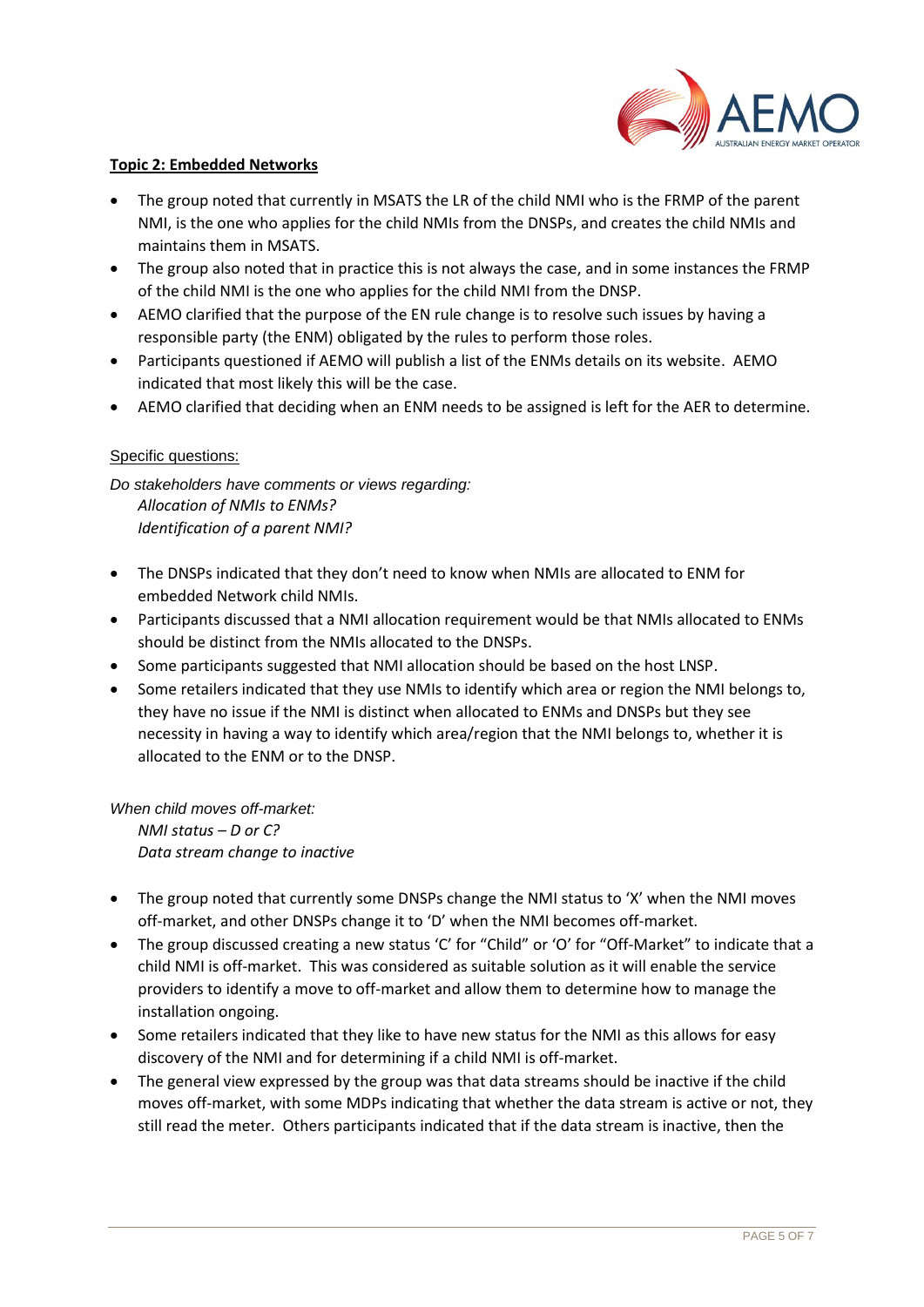**Topic 2: Embedded Networks**

- The group noted that currently in MSATS the LR of the child NMI who is the FRMP of the parent NMI, is the one who applies for the child NMIs from the DNSPs, and creates the child NMIs and maintains them in MSATS.
- The group also noted that in practice this is not always the case, and in some instances the FRMP of the child NMI is the one who applies for the child NMI from the DNSP.
- AEMO clarified that the purpose of the EN rule change is to resolve such issues by having a responsible party (the ENM) obligated by the rules to perform those roles.
- Participants questioned if AEMO will publish a list of the ENMs details on its website. AEMO indicated that most likely this will be the case.
- AEMO clarified that deciding when an ENM needs to be assigned is left for the AER to determine.

Specific questions:

*Do stakeholders have comments or views regarding:*
*Allocation of NMIs to ENMs?*
*Identification of a parent NMI?*

- The DNSPs indicated that they don't need to know when NMIs are allocated to ENM for embedded Network child NMIs.
- Participants discussed that a NMI allocation requirement would be that NMIs allocated to ENMs should be distinct from the NMIs allocated to the DNSPs.
- Some participants suggested that NMI allocation should be based on the host LNSP.
- Some retailers indicated that they use NMIs to identify which area or region the NMI belongs to, they have no issue if the NMI is distinct when allocated to ENMs and DNSPs but they see necessity in having a way to identify which area/region that the NMI belongs to, whether it is allocated to the ENM or to the DNSP.

*When child moves off-market:*
*NMI status – D or C?*
*Data stream change to inactive*

- The group noted that currently some DNSPs change the NMI status to 'X' when the NMI moves off-market, and other DNSPs change it to 'D' when the NMI becomes off-market.
- The group discussed creating a new status 'C' for "Child" or 'O' for "Off-Market" to indicate that a child NMI is off-market. This was considered as suitable solution as it will enable the service providers to identify a move to off-market and allow them to determine how to manage the installation ongoing.
- Some retailers indicated that they like to have new status for the NMI as this allows for easy discovery of the NMI and for determining if a child NMI is off-market.
- The general view expressed by the group was that data streams should be inactive if the child moves off-market, with some MDPs indicating that whether the data stream is active or not, they still read the meter. Others participants indicated that if the data stream is inactive, then the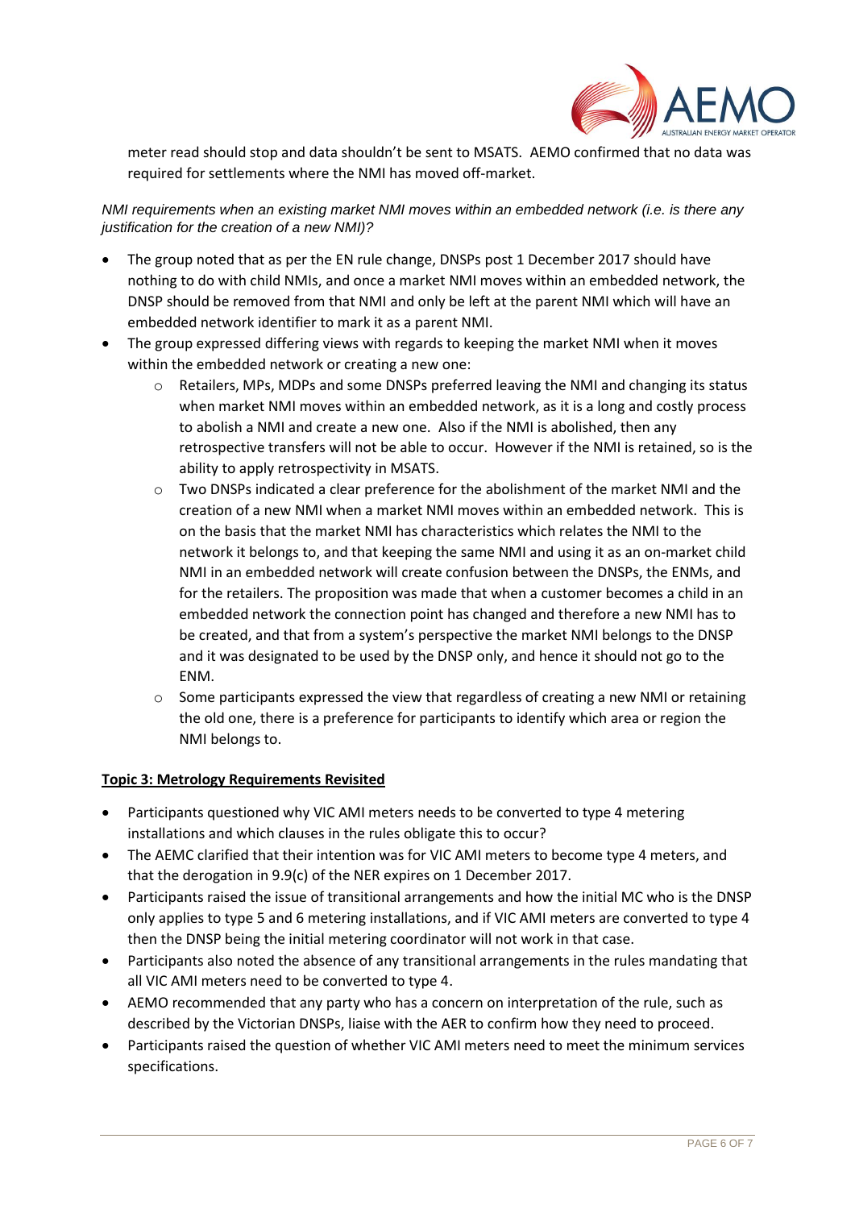meter read should stop and data shouldn't be sent to MSATS. AEMO confirmed that no data was required for settlements where the NMI has moved off-market.

*NMI requirements when an existing market NMI moves within an embedded network (i.e. is there any justification for the creation of a new NMI)?*

- The group noted that as per the EN rule change, DNSPs post 1 December 2017 should have nothing to do with child NMIs, and once a market NMI moves within an embedded network, the DNSP should be removed from that NMI and only be left at the parent NMI which will have an embedded network identifier to mark it as a parent NMI.
- The group expressed differing views with regards to keeping the market NMI when it moves within the embedded network or creating a new one:
  - Retailers, MPs, MDPs and some DNSPs preferred leaving the NMI and changing its status when market NMI moves within an embedded network, as it is a long and costly process to abolish a NMI and create a new one. Also if the NMI is abolished, then any retrospective transfers will not be able to occur. However if the NMI is retained, so is the ability to apply retrospectivity in MSATS.
  - Two DNSPs indicated a clear preference for the abolishment of the market NMI and the creation of a new NMI when a market NMI moves within an embedded network. This is on the basis that the market NMI has characteristics which relates the NMI to the network it belongs to, and that keeping the same NMI and using it as an on-market child NMI in an embedded network will create confusion between the DNSPs, the ENMs, and for the retailers. The proposition was made that when a customer becomes a child in an embedded network the connection point has changed and therefore a new NMI has to be created, and that from a system's perspective the market NMI belongs to the DNSP and it was designated to be used by the DNSP only, and hence it should not go to the ENM.
  - Some participants expressed the view that regardless of creating a new NMI or retaining the old one, there is a preference for participants to identify which area or region the NMI belongs to.

**Topic 3: Metrology Requirements Revisited**

- Participants questioned why VIC AMI meters needs to be converted to type 4 metering installations and which clauses in the rules obligate this to occur?
- The AEMC clarified that their intention was for VIC AMI meters to become type 4 meters, and that the derogation in 9.9(c) of the NER expires on 1 December 2017.
- Participants raised the issue of transitional arrangements and how the initial MC who is the DNSP only applies to type 5 and 6 metering installations, and if VIC AMI meters are converted to type 4 then the DNSP being the initial metering coordinator will not work in that case.
- Participants also noted the absence of any transitional arrangements in the rules mandating that all VIC AMI meters need to be converted to type 4.
- AEMO recommended that any party who has a concern on interpretation of the rule, such as described by the Victorian DNSPs, liaise with the AER to confirm how they need to proceed.
- Participants raised the question of whether VIC AMI meters need to meet the minimum services specifications.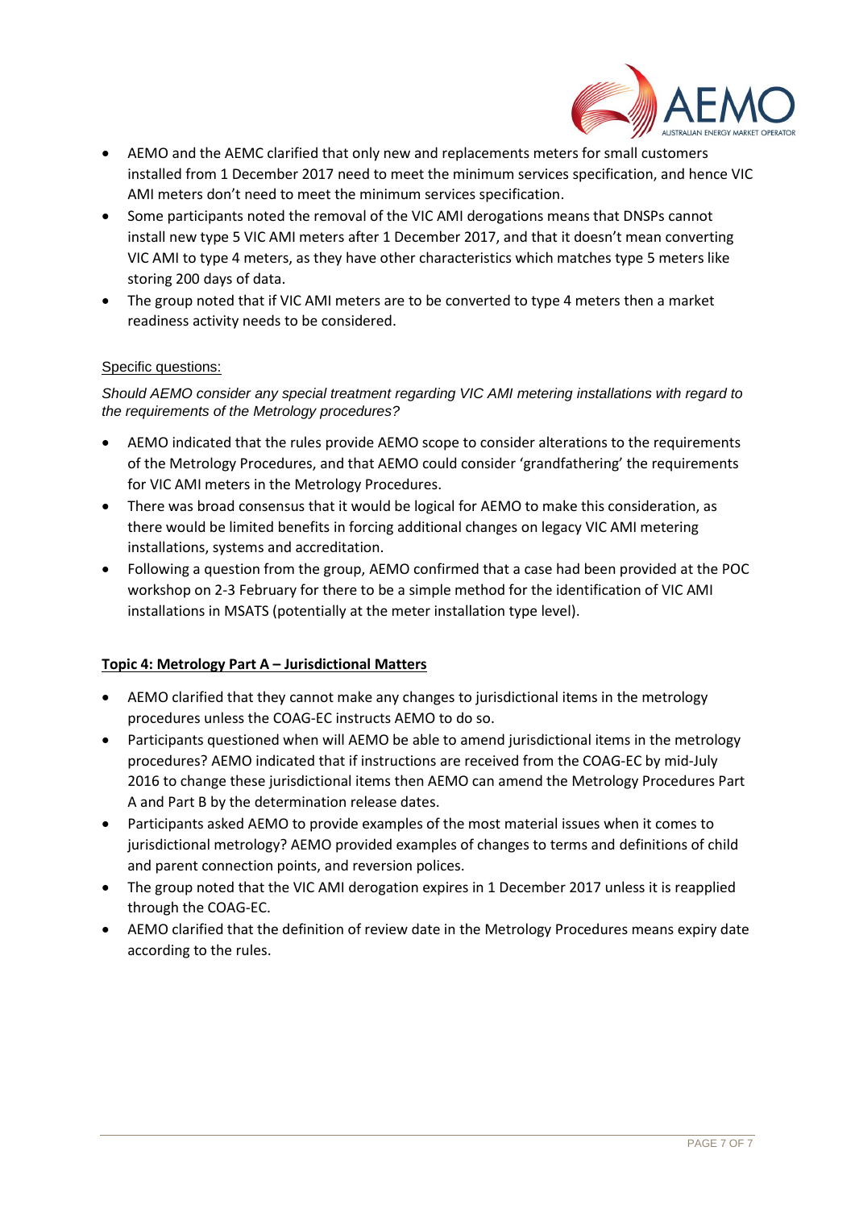- AEMO and the AEMC clarified that only new and replacements meters for small customers installed from 1 December 2017 need to meet the minimum services specification, and hence VIC AMI meters don't need to meet the minimum services specification.
- Some participants noted the removal of the VIC AMI derogations means that DNSPs cannot install new type 5 VIC AMI meters after 1 December 2017, and that it doesn't mean converting VIC AMI to type 4 meters, as they have other characteristics which matches type 5 meters like storing 200 days of data.
- The group noted that if VIC AMI meters are to be converted to type 4 meters then a market readiness activity needs to be considered.

Specific questions:

*Should AEMO consider any special treatment regarding VIC AMI metering installations with regard to the requirements of the Metrology procedures?*

- AEMO indicated that the rules provide AEMO scope to consider alterations to the requirements of the Metrology Procedures, and that AEMO could consider 'grandfathering' the requirements for VIC AMI meters in the Metrology Procedures.
- There was broad consensus that it would be logical for AEMO to make this consideration, as there would be limited benefits in forcing additional changes on legacy VIC AMI metering installations, systems and accreditation.
- Following a question from the group, AEMO confirmed that a case had been provided at the POC workshop on 2-3 February for there to be a simple method for the identification of VIC AMI installations in MSATS (potentially at the meter installation type level).

**Topic 4: Metrology Part A – Jurisdictional Matters**

- AEMO clarified that they cannot make any changes to jurisdictional items in the metrology procedures unless the COAG-EC instructs AEMO to do so.
- Participants questioned when will AEMO be able to amend jurisdictional items in the metrology procedures? AEMO indicated that if instructions are received from the COAG-EC by mid-July 2016 to change these jurisdictional items then AEMO can amend the Metrology Procedures Part A and Part B by the determination release dates.
- Participants asked AEMO to provide examples of the most material issues when it comes to jurisdictional metrology? AEMO provided examples of changes to terms and definitions of child and parent connection points, and reversion polices.
- The group noted that the VIC AMI derogation expires in 1 December 2017 unless it is reapplied through the COAG-EC.
- AEMO clarified that the definition of review date in the Metrology Procedures means expiry date according to the rules.